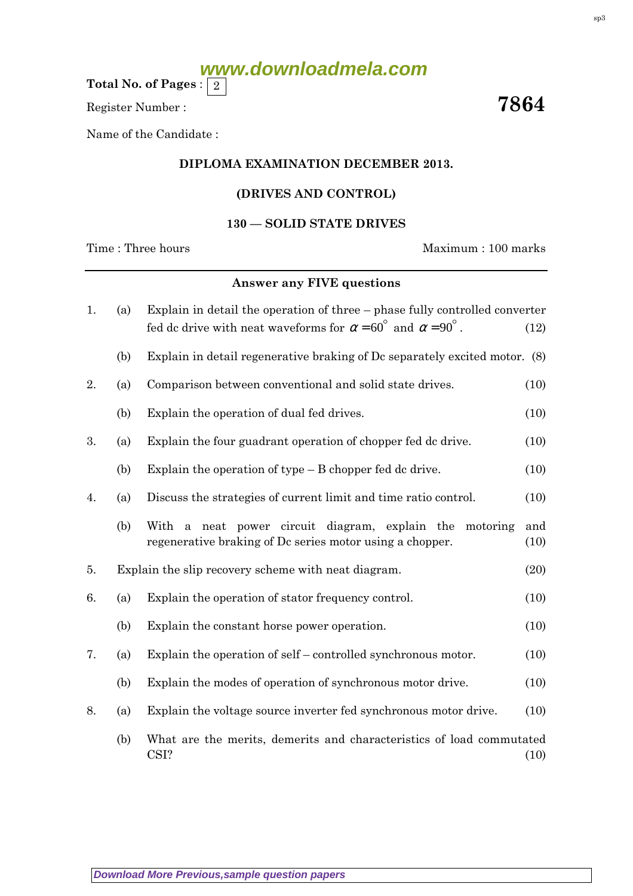**Total No. of Pages** : 2

Register Number :

# 7864

Name of the Candidate :

**DIPLOMA EXAMINATION DECEMBER 2013.**

**(DRIVES AND CONTROL)**

**130 — SOLID STATE DRIVES**

Time : Three hours | Maximum : 100 marks

---

**Answer any FIVE questions**

1. (a) Explain in detail the operation of three – phase fully controlled converter fed dc drive with neat waveforms for $\alpha = 60^\circ$ and $\alpha = 90^\circ$. (12)

   (b) Explain in detail regenerative braking of Dc separately excited motor. (8)

2. (a) Comparison between conventional and solid state drives. (10)

   (b) Explain the operation of dual fed drives. (10)

3. (a) Explain the four guadrant operation of chopper fed dc drive. (10)

   (b) Explain the operation of type – B chopper fed dc drive. (10)

4. (a) Discuss the strategies of current limit and time ratio control. (10)

   (b) With a neat power circuit diagram, explain the motoring and regenerative braking of Dc series motor using a chopper. (10)

5. Explain the slip recovery scheme with neat diagram. (20)

6. (a) Explain the operation of stator frequency control. (10)

   (b) Explain the constant horse power operation. (10)

7. (a) Explain the operation of self – controlled synchronous motor. (10)

   (b) Explain the modes of operation of synchronous motor drive. (10)

8. (a) Explain the voltage source inverter fed synchronous motor drive. (10)

   (b) What are the merits, demerits and characteristics of load commutated CSI? (10)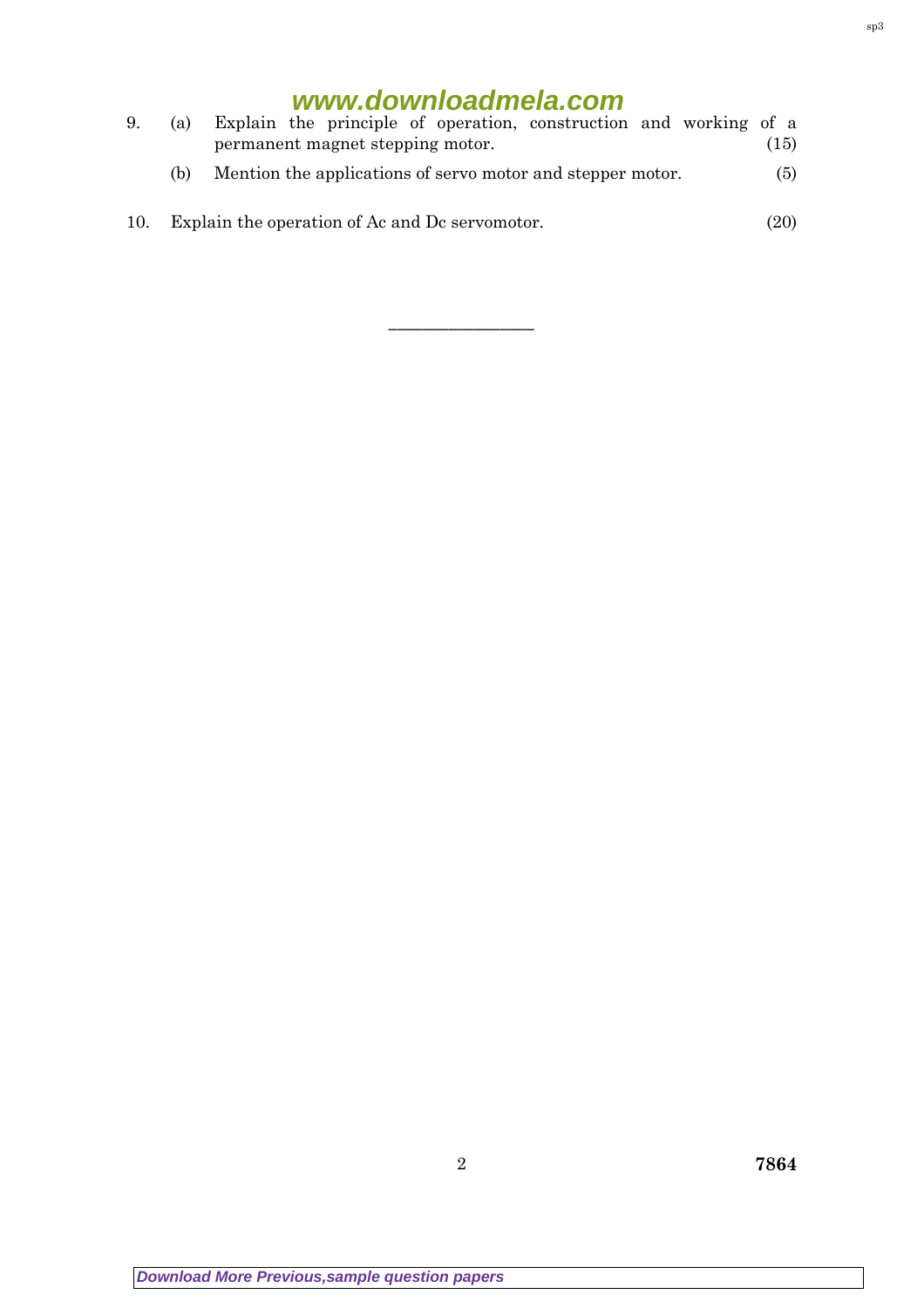9. (a) Explain the principle of operation, construction and working of a permanent magnet stepping motor. (15)

   (b) Mention the applications of servo motor and stepper motor. (5)

10. Explain the operation of Ac and Dc servomotor. (20)

———————